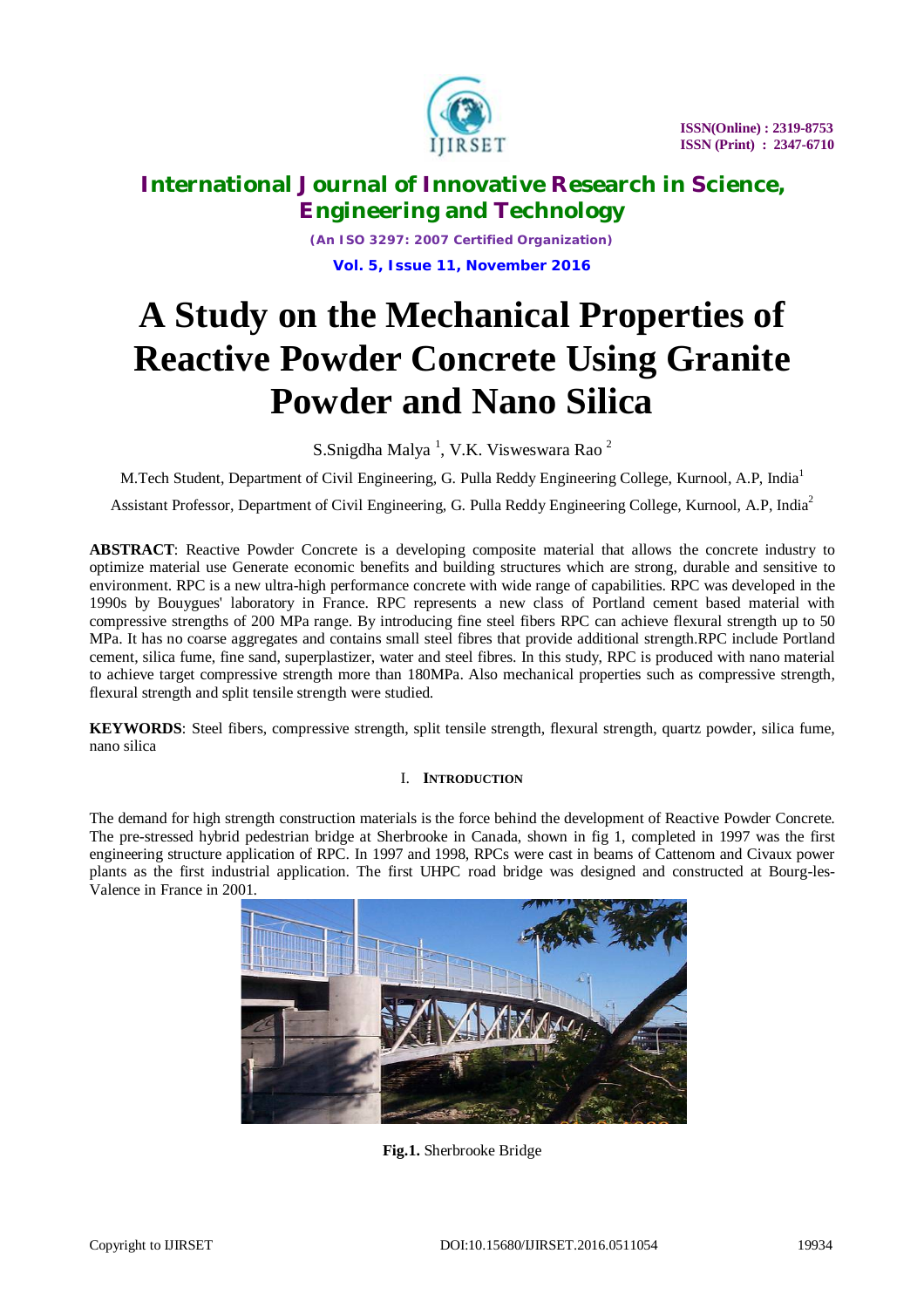# A Study on the Mechanical Properties of Reactive Powder Concrete Using Granite Powder and Nano Silica

S.Snigdha Malya [1], V.K. Visweswara Rao [2]

M.Tech Student, Department of Civil Engineering, G. Pulla Reddy Engineering College, Kurnool, A.P, India[1]

Assistant Professor, Department of Civil Engineering, G. Pulla Reddy Engineering College, Kurnool, A.P, India[2]

**ABSTRACT**: Reactive Powder Concrete is a developing composite material that allows the concrete industry to optimize material use Generate economic benefits and building structures which are strong, durable and sensitive to environment. RPC is a new ultra-high performance concrete with wide range of capabilities. RPC was developed in the 1990s by Bouygues' laboratory in France. RPC represents a new class of Portland cement based material with compressive strengths of 200 MPa range. By introducing fine steel fibers RPC can achieve flexural strength up to 50 MPa. It has no coarse aggregates and contains small steel fibres that provide additional strength.RPC include Portland cement, silica fume, fine sand, superplastizer, water and steel fibres. In this study, RPC is produced with nano material to achieve target compressive strength more than 180MPa. Also mechanical properties such as compressive strength, flexural strength and split tensile strength were studied.

**KEYWORDS**: Steel fibers, compressive strength, split tensile strength, flexural strength, quartz powder, silica fume, nano silica

## I. INTRODUCTION

The demand for high strength construction materials is the force behind the development of Reactive Powder Concrete. The pre-stressed hybrid pedestrian bridge at Sherbrooke in Canada, shown in fig 1, completed in 1997 was the first engineering structure application of RPC. In 1997 and 1998, RPCs were cast in beams of Cattenom and Civaux power plants as the first industrial application. The first UHPC road bridge was designed and constructed at Bourg-les-Valence in France in 2001.

**Fig.1.** Sherbrooke Bridge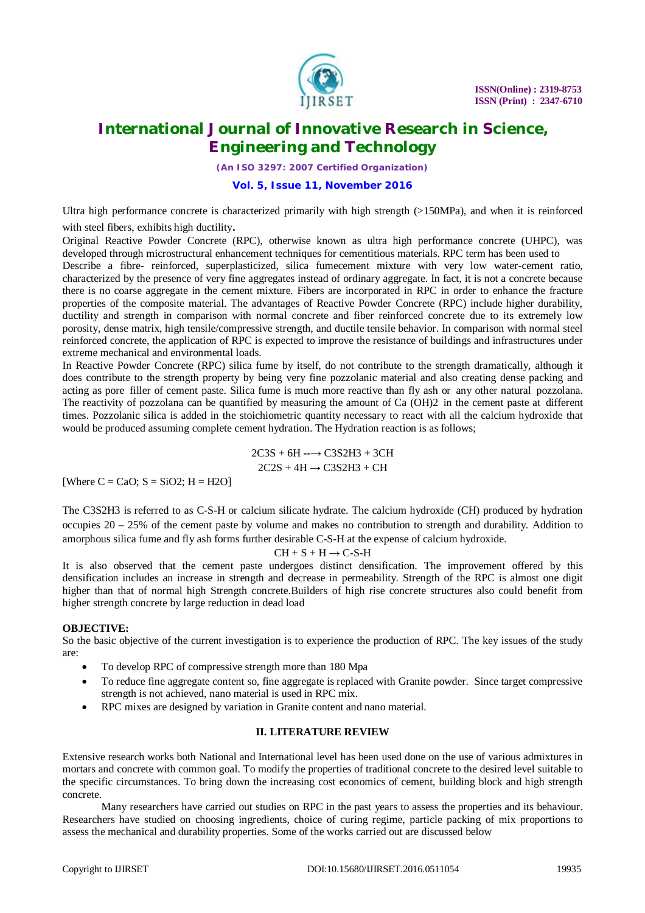Ultra high performance concrete is characterized primarily with high strength (>150MPa), and when it is reinforced with steel fibers, exhibits high ductility**.**

Original Reactive Powder Concrete (RPC), otherwise known as ultra high performance concrete (UHPC), was developed through microstructural enhancement techniques for cementitious materials. RPC term has been used to Describe a fibre- reinforced, superplasticized, silica fumecement mixture with very low water-cement ratio, characterized by the presence of very fine aggregates instead of ordinary aggregate. In fact, it is not a concrete because there is no coarse aggregate in the cement mixture. Fibers are incorporated in RPC in order to enhance the fracture properties of the composite material. The advantages of Reactive Powder Concrete (RPC) include higher durability, ductility and strength in comparison with normal concrete and fiber reinforced concrete due to its extremely low porosity, dense matrix, high tensile/compressive strength, and ductile tensile behavior. In comparison with normal steel reinforced concrete, the application of RPC is expected to improve the resistance of buildings and infrastructures under extreme mechanical and environmental loads.

In Reactive Powder Concrete (RPC) silica fume by itself, do not contribute to the strength dramatically, although it does contribute to the strength property by being very fine pozzolanic material and also creating dense packing and acting as pore filler of cement paste. Silica fume is much more reactive than fly ash or any other natural pozzolana. The reactivity of pozzolana can be quantified by measuring the amount of $Ca(OH)_2$ in the cement paste at different times. Pozzolanic silica is added in the stoichiometric quantity necessary to react with all the calcium hydroxide that would be produced assuming complete cement hydration. The Hydration reaction is as follows;

$$2C_3S + 6H \longrightarrow C_3S_2H_3 + 3CH$$

$$2C_2S + 4H \rightarrow C_3S_2H_3 + CH$$

[Where $C = CaO$; $S = SiO_2$; $H = H_2O$]

The $C_3S_2H_3$ is referred to as C-S-H or calcium silicate hydrate. The calcium hydroxide (CH) produced by hydration occupies 20 – 25% of the cement paste by volume and makes no contribution to strength and durability. Addition to amorphous silica fume and fly ash forms further desirable C-S-H at the expense of calcium hydroxide.

$$CH + S + H \rightarrow C\text{-}S\text{-}H$$

It is also observed that the cement paste undergoes distinct densification. The improvement offered by this densification includes an increase in strength and decrease in permeability. Strength of the RPC is almost one digit higher than that of normal high Strength concrete.Builders of high rise concrete structures also could benefit from higher strength concrete by large reduction in dead load

**OBJECTIVE:**

So the basic objective of the current investigation is to experience the production of RPC. The key issues of the study are:

- To develop RPC of compressive strength more than 180 Mpa
- To reduce fine aggregate content so, fine aggregate is replaced with Granite powder. Since target compressive strength is not achieved, nano material is used in RPC mix.
- RPC mixes are designed by variation in Granite content and nano material.

## II. LITERATURE REVIEW

Extensive research works both National and International level has been used done on the use of various admixtures in mortars and concrete with common goal. To modify the properties of traditional concrete to the desired level suitable to the specific circumstances. To bring down the increasing cost economics of cement, building block and high strength concrete.

Many researchers have carried out studies on RPC in the past years to assess the properties and its behaviour. Researchers have studied on choosing ingredients, choice of curing regime, particle packing of mix proportions to assess the mechanical and durability properties. Some of the works carried out are discussed below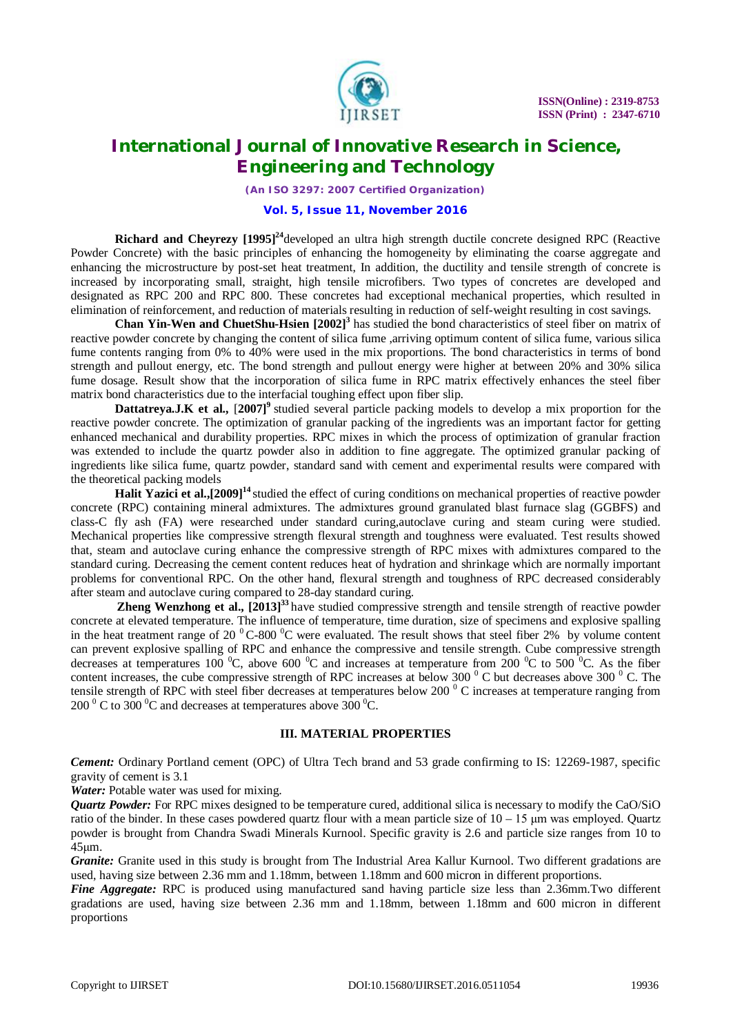**Richard and Cheyrezy [1995][24]** developed an ultra high strength ductile concrete designed RPC (Reactive Powder Concrete) with the basic principles of enhancing the homogeneity by eliminating the coarse aggregate and enhancing the microstructure by post-set heat treatment, In addition, the ductility and tensile strength of concrete is increased by incorporating small, straight, high tensile microfibers. Two types of concretes are developed and designated as RPC 200 and RPC 800. These concretes had exceptional mechanical properties, which resulted in elimination of reinforcement, and reduction of materials resulting in reduction of self-weight resulting in cost savings.

**Chan Yin-Wen and ChuetShu-Hsien [2002][3]** has studied the bond characteristics of steel fiber on matrix of reactive powder concrete by changing the content of silica fume ,arriving optimum content of silica fume, various silica fume contents ranging from 0% to 40% were used in the mix proportions. The bond characteristics in terms of bond strength and pullout energy, etc. The bond strength and pullout energy were higher at between 20% and 30% silica fume dosage. Result show that the incorporation of silica fume in RPC matrix effectively enhances the steel fiber matrix bond characteristics due to the interfacial toughing effect upon fiber slip.

**Dattatreya.J.K et al.,** [**2007**][9] studied several particle packing models to develop a mix proportion for the reactive powder concrete. The optimization of granular packing of the ingredients was an important factor for getting enhanced mechanical and durability properties. RPC mixes in which the process of optimization of granular fraction was extended to include the quartz powder also in addition to fine aggregate. The optimized granular packing of ingredients like silica fume, quartz powder, standard sand with cement and experimental results were compared with the theoretical packing models

**Halit Yazici et al.,[2009][14]** studied the effect of curing conditions on mechanical properties of reactive powder concrete (RPC) containing mineral admixtures. The admixtures ground granulated blast furnace slag (GGBFS) and class-C fly ash (FA) were researched under standard curing,autoclave curing and steam curing were studied. Mechanical properties like compressive strength flexural strength and toughness were evaluated. Test results showed that, steam and autoclave curing enhance the compressive strength of RPC mixes with admixtures compared to the standard curing. Decreasing the cement content reduces heat of hydration and shrinkage which are normally important problems for conventional RPC. On the other hand, flexural strength and toughness of RPC decreased considerably after steam and autoclave curing compared to 28-day standard curing.

**Zheng Wenzhong et al., [2013][33]** have studied compressive strength and tensile strength of reactive powder concrete at elevated temperature. The influence of temperature, time duration, size of specimens and explosive spalling in the heat treatment range of 20 $^0$C-800 $^0$C were evaluated. The result shows that steel fiber 2% by volume content can prevent explosive spalling of RPC and enhance the compressive and tensile strength. Cube compressive strength decreases at temperatures 100 $^0$C, above 600 $^0$C and increases at temperature from 200 $^0$C to 500 $^0$C. As the fiber content increases, the cube compressive strength of RPC increases at below 300 $^0$ C but decreases above 300 $^0$ C. The tensile strength of RPC with steel fiber decreases at temperatures below 200 $^0$ C increases at temperature ranging from 200 $^0$ C to 300 $^0$C and decreases at temperatures above 300 $^0$C.

### III. MATERIAL PROPERTIES

***Cement:*** Ordinary Portland cement (OPC) of Ultra Tech brand and 53 grade confirming to IS: 12269-1987, specific gravity of cement is 3.1

***Water:*** Potable water was used for mixing.

***Quartz Powder:*** For RPC mixes designed to be temperature cured, additional silica is necessary to modify the CaO/SiO ratio of the binder. In these cases powdered quartz flour with a mean particle size of 10 – 15 μm was employed. Quartz powder is brought from Chandra Swadi Minerals Kurnool. Specific gravity is 2.6 and particle size ranges from 10 to 45μm.

***Granite:*** Granite used in this study is brought from The Industrial Area Kallur Kurnool. Two different gradations are used, having size between 2.36 mm and 1.18mm, between 1.18mm and 600 micron in different proportions.

***Fine Aggregate:*** RPC is produced using manufactured sand having particle size less than 2.36mm.Two different gradations are used, having size between 2.36 mm and 1.18mm, between 1.18mm and 600 micron in different proportions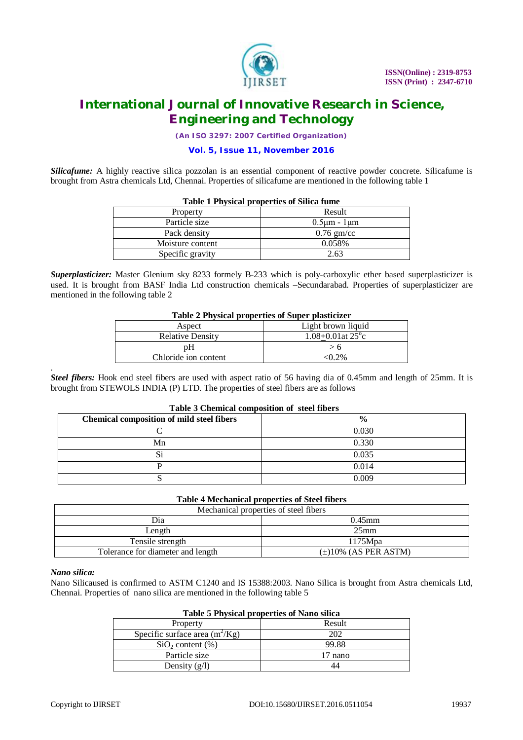***Silicafume:*** A highly reactive silica pozzolan is an essential component of reactive powder concrete. Silicafume is brought from Astra chemicals Ltd, Chennai. Properties of silicafume are mentioned in the following table 1

**Table 1 Physical properties of Silica fume**

| Property | Result |
|---|---|
| Particle size | 0.5µm - 1µm |
| Pack density | 0.76 gm/cc |
| Moisture content | 0.058% |
| Specific gravity | 2.63 |

***Superplasticizer:*** Master Glenium sky 8233 formely B-233 which is poly-carboxylic ether based superplasticizer is used. It is brought from BASF India Ltd construction chemicals –Secundarabad. Properties of superplasticizer are mentioned in the following table 2

**Table 2 Physical properties of Super plasticizer**

| Aspect | Light brown liquid |
|---|---|
| Relative Density | $1.08 \pm 0.01$at $25^{o}$c |
| pH | $\geq 6$ |
| Chloride ion content | <0.2% |

.
***Steel fibers:*** Hook end steel fibers are used with aspect ratio of 56 having dia of 0.45mm and length of 25mm. It is brought from STEWOLS INDIA (P) LTD. The properties of steel fibers are as follows

**Table 3 Chemical composition of steel fibers**

| **Chemical composition of mild steel fibers** | **%** |
|---|---|
| C | 0.030 |
| Mn | 0.330 |
| Si | 0.035 |
| P | 0.014 |
| S | 0.009 |

**Table 4 Mechanical properties of Steel fibers**

| Mechanical properties of steel fibers | |
|---|---|
| Dia | 0.45mm |
| Length | 25mm |
| Tensile strength | 1175Mpa |
| Tolerance for diameter and length | (±)10% (AS PER ASTM) |

***Nano silica:***

Nano Silicaused is confirmed to ASTM C1240 and IS 15388:2003. Nano Silica is brought from Astra chemicals Ltd, Chennai. Properties of nano silica are mentioned in the following table 5

**Table 5 Physical properties of Nano silica**

| Property | Result |
|---|---|
| Specific surface area ($m^2$/Kg) | 202 |
| $SiO_2$ content (%) | 99.88 |
| Particle size | 17 nano |
| Density (g/l) | 44 |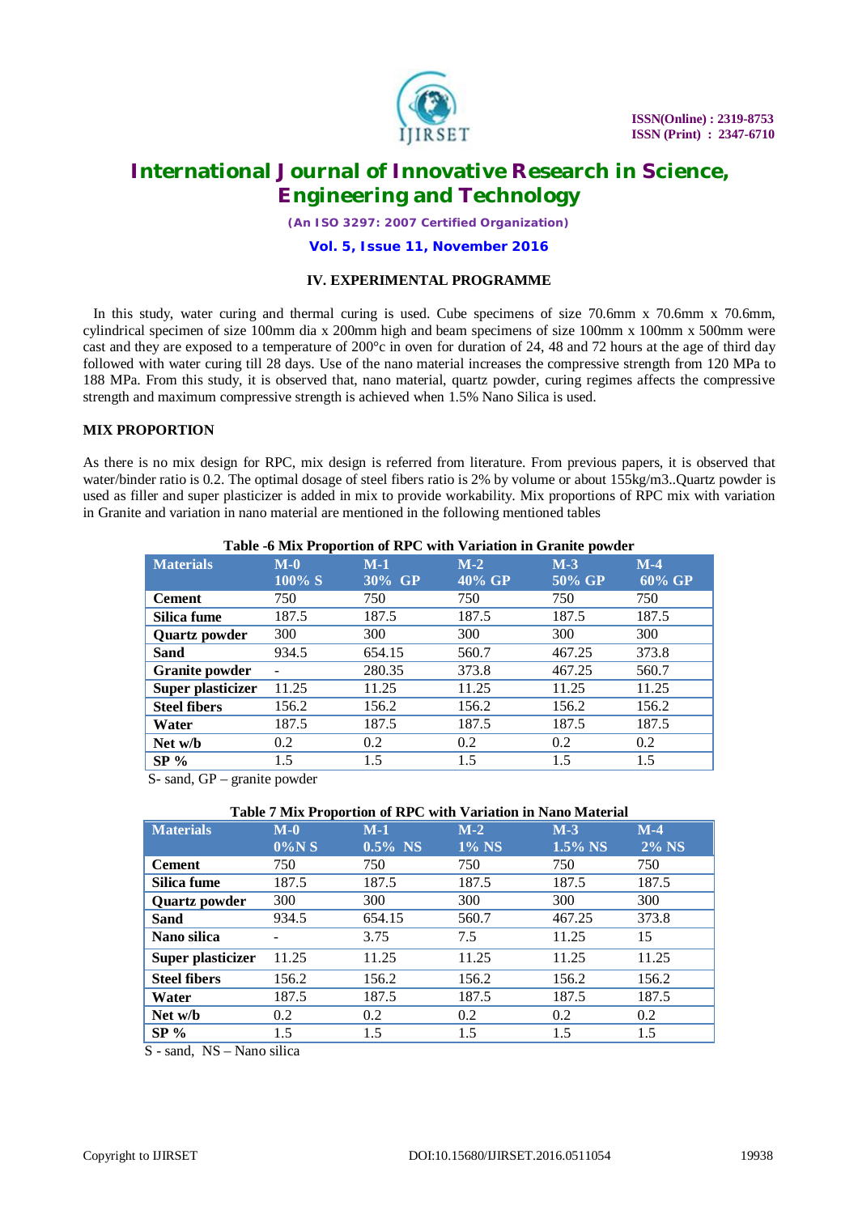## IV. EXPERIMENTAL PROGRAMME

In this study, water curing and thermal curing is used. Cube specimens of size 70.6mm x 70.6mm x 70.6mm, cylindrical specimen of size 100mm dia x 200mm high and beam specimens of size 100mm x 100mm x 500mm were cast and they are exposed to a temperature of 200°c in oven for duration of 24, 48 and 72 hours at the age of third day followed with water curing till 28 days. Use of the nano material increases the compressive strength from 120 MPa to 188 MPa. From this study, it is observed that, nano material, quartz powder, curing regimes affects the compressive strength and maximum compressive strength is achieved when 1.5% Nano Silica is used.

### MIX PROPORTION

As there is no mix design for RPC, mix design is referred from literature. From previous papers, it is observed that water/binder ratio is 0.2. The optimal dosage of steel fibers ratio is 2% by volume or about 155kg/m3..Quartz powder is used as filler and super plasticizer is added in mix to provide workability. Mix proportions of RPC mix with variation in Granite and variation in nano material are mentioned in the following mentioned tables

**Table -6 Mix Proportion of RPC with Variation in Granite powder**

| Materials | M-0 100% S | M-1 30% GP | M-2 40% GP | M-3 50% GP | M-4 60% GP |
|---|---|---|---|---|---|
| **Cement** | 750 | 750 | 750 | 750 | 750 |
| **Silica fume** | 187.5 | 187.5 | 187.5 | 187.5 | 187.5 |
| **Quartz powder** | 300 | 300 | 300 | 300 | 300 |
| **Sand** | 934.5 | 654.15 | 560.7 | 467.25 | 373.8 |
| **Granite powder** | - | 280.35 | 373.8 | 467.25 | 560.7 |
| **Super plasticizer** | 11.25 | 11.25 | 11.25 | 11.25 | 11.25 |
| **Steel fibers** | 156.2 | 156.2 | 156.2 | 156.2 | 156.2 |
| **Water** | 187.5 | 187.5 | 187.5 | 187.5 | 187.5 |
| **Net w/b** | 0.2 | 0.2 | 0.2 | 0.2 | 0.2 |
| **SP %** | 1.5 | 1.5 | 1.5 | 1.5 | 1.5 |

S- sand, GP – granite powder

**Table 7 Mix Proportion of RPC with Variation in Nano Material**

| Materials | M-0 0%N S | M-1 0.5% NS | M-2 1% NS | M-3 1.5% NS | M-4 2% NS |
|---|---|---|---|---|---|
| **Cement** | 750 | 750 | 750 | 750 | 750 |
| **Silica fume** | 187.5 | 187.5 | 187.5 | 187.5 | 187.5 |
| **Quartz powder** | 300 | 300 | 300 | 300 | 300 |
| **Sand** | 934.5 | 654.15 | 560.7 | 467.25 | 373.8 |
| **Nano silica** | - | 3.75 | 7.5 | 11.25 | 15 |
| **Super plasticizer** | 11.25 | 11.25 | 11.25 | 11.25 | 11.25 |
| **Steel fibers** | 156.2 | 156.2 | 156.2 | 156.2 | 156.2 |
| **Water** | 187.5 | 187.5 | 187.5 | 187.5 | 187.5 |
| **Net w/b** | 0.2 | 0.2 | 0.2 | 0.2 | 0.2 |
| **SP %** | 1.5 | 1.5 | 1.5 | 1.5 | 1.5 |

S - sand, NS – Nano silica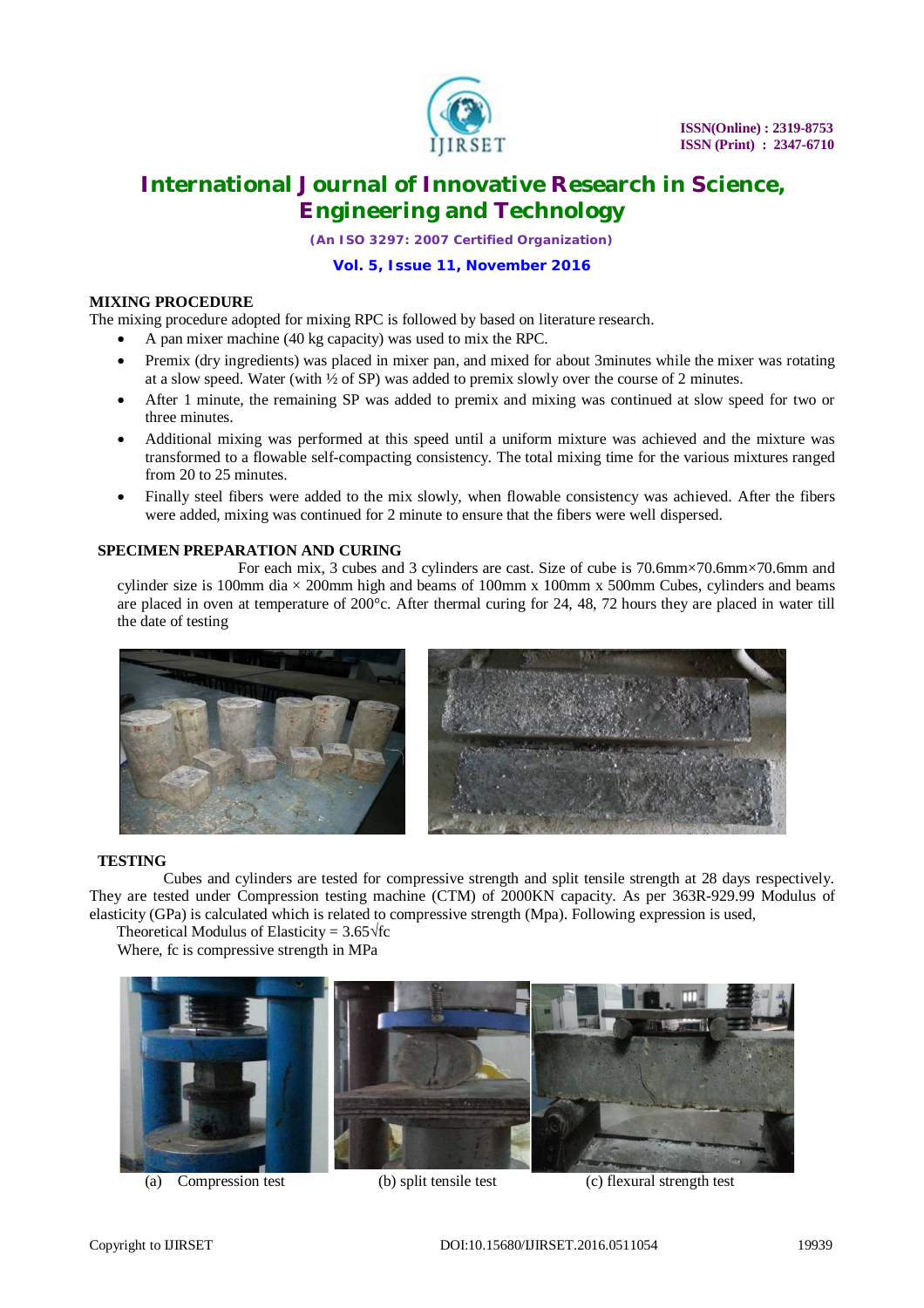## MIXING PROCEDURE

The mixing procedure adopted for mixing RPC is followed by based on literature research.

- A pan mixer machine (40 kg capacity) was used to mix the RPC.
- Premix (dry ingredients) was placed in mixer pan, and mixed for about 3minutes while the mixer was rotating at a slow speed. Water (with ½ of SP) was added to premix slowly over the course of 2 minutes.
- After 1 minute, the remaining SP was added to premix and mixing was continued at slow speed for two or three minutes.
- Additional mixing was performed at this speed until a uniform mixture was achieved and the mixture was transformed to a flowable self-compacting consistency. The total mixing time for the various mixtures ranged from 20 to 25 minutes.
- Finally steel fibers were added to the mix slowly, when flowable consistency was achieved. After the fibers were added, mixing was continued for 2 minute to ensure that the fibers were well dispersed.

## SPECIMEN PREPARATION AND CURING

For each mix, 3 cubes and 3 cylinders are cast. Size of cube is 70.6mm×70.6mm×70.6mm and cylinder size is 100mm dia × 200mm high and beams of 100mm x 100mm x 500mm Cubes, cylinders and beams are placed in oven at temperature of 200°c. After thermal curing for 24, 48, 72 hours they are placed in water till the date of testing

## TESTING

Cubes and cylinders are tested for compressive strength and split tensile strength at 28 days respectively. They are tested under Compression testing machine (CTM) of 2000KN capacity. As per 363R-929.99 Modulus of elasticity (GPa) is calculated which is related to compressive strength (Mpa). Following expression is used,

Theoretical Modulus of Elasticity = $3.65\sqrt{fc}$

Where, fc is compressive strength in MPa

(a) Compression test (b) split tensile test (c) flexural strength test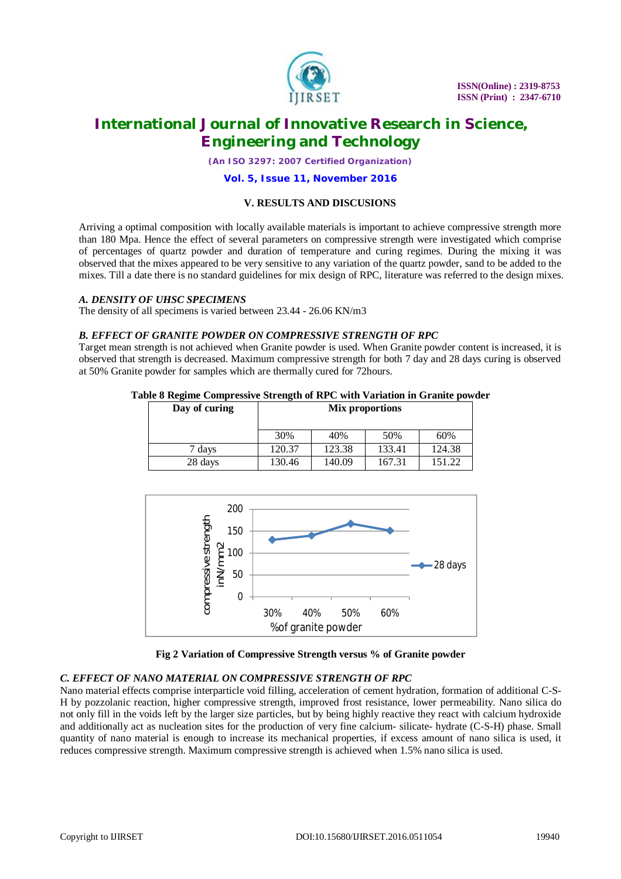### V. RESULTS AND DISCUSIONS

Arriving a optimal composition with locally available materials is important to achieve compressive strength more than 180 Mpa. Hence the effect of several parameters on compressive strength were investigated which comprise of percentages of quartz powder and duration of temperature and curing regimes. During the mixing it was observed that the mixes appeared to be very sensitive to any variation of the quartz powder, sand to be added to the mixes. Till a date there is no standard guidelines for mix design of RPC, literature was referred to the design mixes.

#### *A. DENSITY OF UHSC SPECIMENS*

The density of all specimens is varied between 23.44 - 26.06 KN/m3

#### *B. EFFECT OF GRANITE POWDER ON COMPRESSIVE STRENGTH OF RPC*

Target mean strength is not achieved when Granite powder is used. When Granite powder content is increased, it is observed that strength is decreased. Maximum compressive strength for both 7 day and 28 days curing is observed at 50% Granite powder for samples which are thermally cured for 72hours.

**Table 8 Regime Compressive Strength of RPC with Variation in Granite powder**

| Day of curing | Mix proportions | | | |
|---|---|---|---|---|
| | 30% | 40% | 50% | 60% |
| 7 days | 120.37 | 123.38 | 133.41 | 124.38 |
| 28 days | 130.46 | 140.09 | 167.31 | 151.22 |

**Fig 2 Variation of Compressive Strength versus % of Granite powder**

#### *C. EFFECT OF NANO MATERIAL ON COMPRESSIVE STRENGTH OF RPC*

Nano material effects comprise interparticle void filling, acceleration of cement hydration, formation of additional C-S-H by pozzolanic reaction, higher compressive strength, improved frost resistance, lower permeability. Nano silica do not only fill in the voids left by the larger size particles, but by being highly reactive they react with calcium hydroxide and additionally act as nucleation sites for the production of very fine calcium- silicate- hydrate (C-S-H) phase. Small quantity of nano material is enough to increase its mechanical properties, if excess amount of nano silica is used, it reduces compressive strength. Maximum compressive strength is achieved when 1.5% nano silica is used.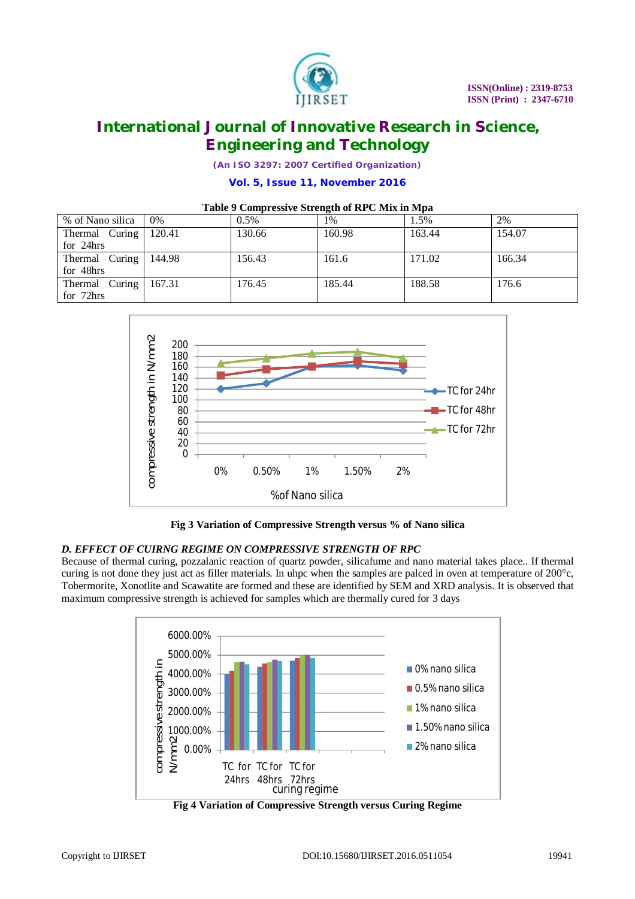**Table 9 Compressive Strength of RPC Mix in Mpa**

| % of Nano silica | 0% | 0.5% | 1% | 1.5% | 2% |
|---|---|---|---|---|---|
| Thermal Curing for 24hrs | 120.41 | 130.66 | 160.98 | 163.44 | 154.07 |
| Thermal Curing for 48hrs | 144.98 | 156.43 | 161.6 | 171.02 | 166.34 |
| Thermal Curing for 72hrs | 167.31 | 176.45 | 185.44 | 188.58 | 176.6 |

**Fig 3 Variation of Compressive Strength versus % of Nano silica**

### *D. EFFECT OF CUIRNG REGIME ON COMPRESSIVE STRENGTH OF RPC*

Because of thermal curing, pozzalanic reaction of quartz powder, silicafume and nano material takes place.. If thermal curing is not done they just act as filler materials. In uhpc when the samples are palced in oven at temperature of 200°c, Tobermorite, Xonotlite and Scawatite are formed and these are identified by SEM and XRD analysis. It is observed that maximum compressive strength is achieved for samples which are thermally cured for 3 days

**Fig 4 Variation of Compressive Strength versus Curing Regime**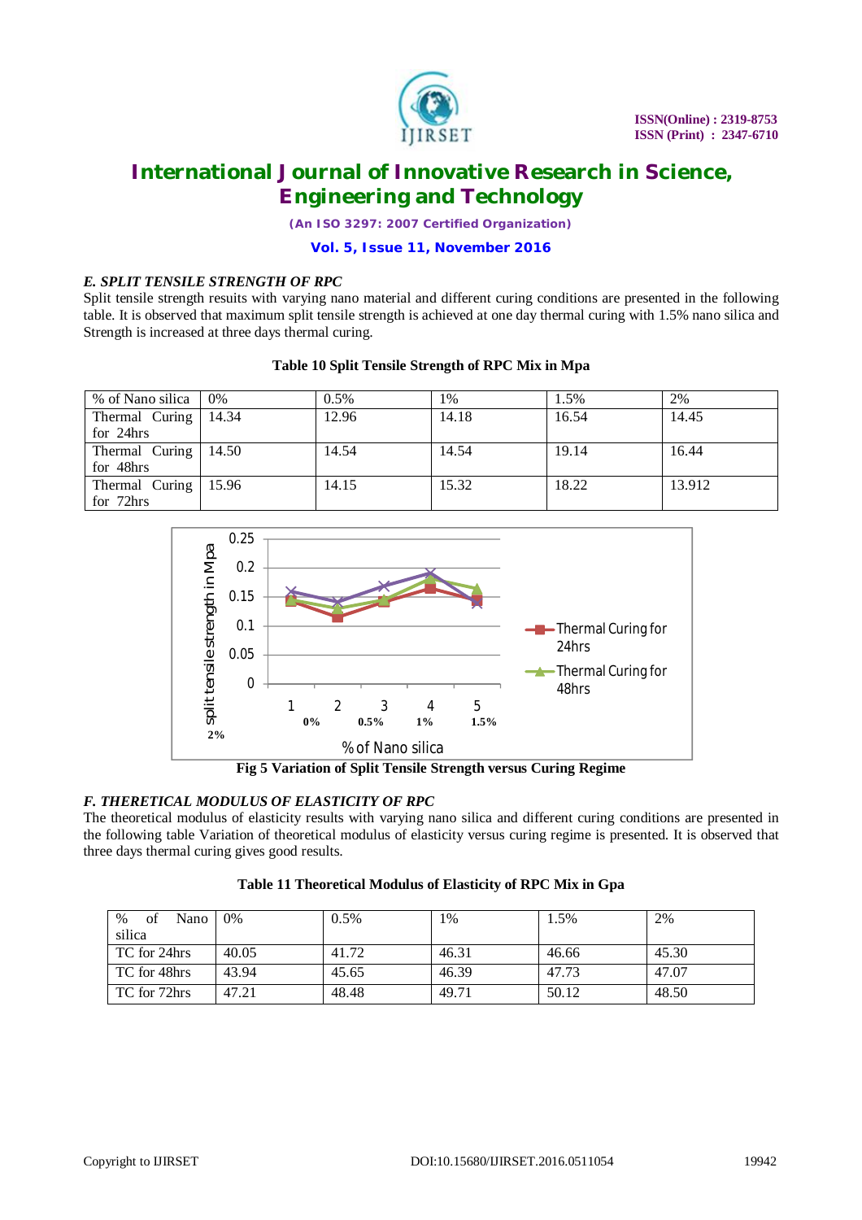### *E. SPLIT TENSILE STRENGTH OF RPC*

Split tensile strength results with varying nano material and different curing conditions are presented in the following table. It is observed that maximum split tensile strength is achieved at one day thermal curing with 1.5% nano silica and Strength is increased at three days thermal curing.

**Table 10 Split Tensile Strength of RPC Mix in Mpa**

| % of Nano silica | 0% | 0.5% | 1% | 1.5% | 2% |
|---|---|---|---|---|---|
| Thermal Curing for 24hrs | 14.34 | 12.96 | 14.18 | 16.54 | 14.45 |
| Thermal Curing for 48hrs | 14.50 | 14.54 | 14.54 | 19.14 | 16.44 |
| Thermal Curing for 72hrs | 15.96 | 14.15 | 15.32 | 18.22 | 13.912 |

**Fig 5 Variation of Split Tensile Strength versus Curing Regime**

### *F. THERETICAL MODULUS OF ELASTICITY OF RPC*

The theoretical modulus of elasticity results with varying nano silica and different curing conditions are presented in the following table Variation of theoretical modulus of elasticity versus curing regime is presented. It is observed that three days thermal curing gives good results.

**Table 11 Theoretical Modulus of Elasticity of RPC Mix in Gpa**

| % of Nano silica | 0% | 0.5% | 1% | 1.5% | 2% |
|---|---|---|---|---|---|
| TC for 24hrs | 40.05 | 41.72 | 46.31 | 46.66 | 45.30 |
| TC for 48hrs | 43.94 | 45.65 | 46.39 | 47.73 | 47.07 |
| TC for 72hrs | 47.21 | 48.48 | 49.71 | 50.12 | 48.50 |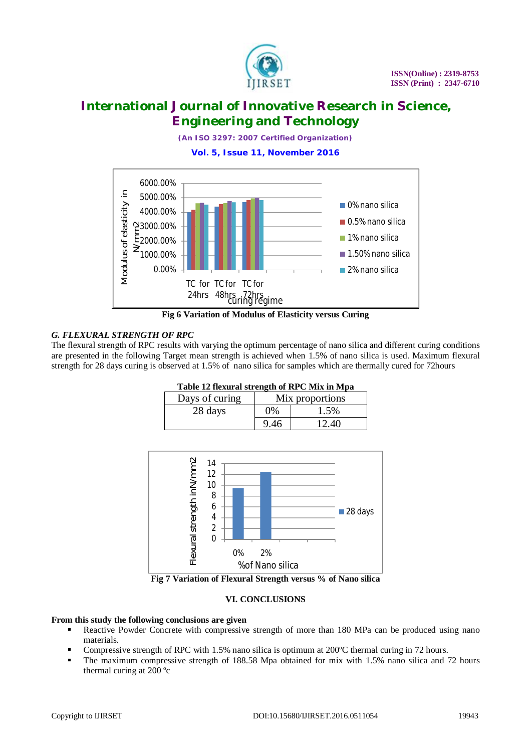Fig 6 Variation of Modulus of Elasticity versus Curing

### *G. FLEXURAL STRENGTH OF RPC*

The flexural strength of RPC results with varying the optimum percentage of nano silica and different curing conditions are presented in the following Target mean strength is achieved when 1.5% of nano silica is used. Maximum flexural strength for 28 days curing is observed at 1.5% of nano silica for samples which are thermally cured for 72hours

**Table 12 flexural strength of RPC Mix in Mpa**

| Days of curing | Mix proportions | |
|---|---|---|
| 28 days | 0% | 1.5% |
| | 9.46 | 12.40 |

Fig 7 Variation of Flexural Strength versus % of Nano silica

## VI. CONCLUSIONS

**From this study the following conclusions are given**

- Reactive Powder Concrete with compressive strength of more than 180 MPa can be produced using nano materials.
- Compressive strength of RPC with 1.5% nano silica is optimum at 200ºC thermal curing in 72 hours.
- The maximum compressive strength of 188.58 Mpa obtained for mix with 1.5% nano silica and 72 hours thermal curing at 200 ºc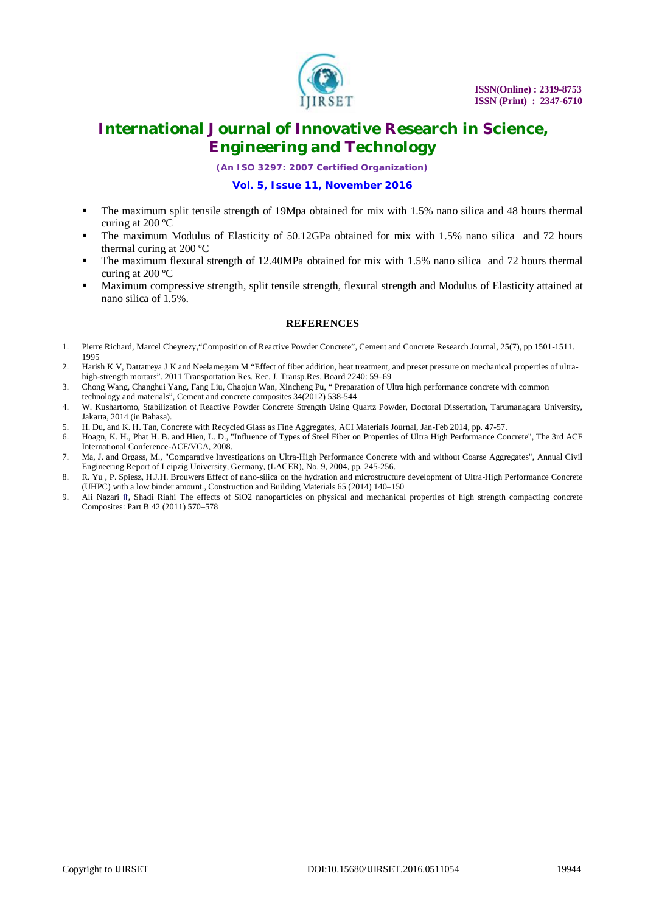- The maximum split tensile strength of 19Mpa obtained for mix with 1.5% nano silica and 48 hours thermal curing at 200 ºC
- The maximum Modulus of Elasticity of 50.12GPa obtained for mix with 1.5% nano silica and 72 hours thermal curing at 200 ºC
- The maximum flexural strength of 12.40MPa obtained for mix with 1.5% nano silica and 72 hours thermal curing at 200 ºC
- Maximum compressive strength, split tensile strength, flexural strength and Modulus of Elasticity attained at nano silica of 1.5%.

## REFERENCES

1. Pierre Richard, Marcel Cheyrezy,"Composition of Reactive Powder Concrete", Cement and Concrete Research Journal, 25(7), pp 1501-1511. 1995
2. Harish K V, Dattatreya J K and Neelamegam M "Effect of fiber addition, heat treatment, and preset pressure on mechanical properties of ultra-high-strength mortars". 2011 Transportation Res. Rec. J. Transp.Res. Board 2240: 59–69
3. Chong Wang, Changhui Yang, Fang Liu, Chaojun Wan, Xincheng Pu, " Preparation of Ultra high performance concrete with common technology and materials", Cement and concrete composites 34(2012) 538-544
4. W. Kushartomo, Stabilization of Reactive Powder Concrete Strength Using Quartz Powder, Doctoral Dissertation, Tarumanagara University, Jakarta, 2014 (in Bahasa).
5. H. Du, and K. H. Tan, Concrete with Recycled Glass as Fine Aggregates, ACI Materials Journal, Jan-Feb 2014, pp. 47-57.
6. Hoagn, K. H., Phat H. B. and Hien, L. D., "Influence of Types of Steel Fiber on Properties of Ultra High Performance Concrete", The 3rd ACF International Conference-ACF/VCA, 2008.
7. Ma, J. and Orgass, M., "Comparative Investigations on Ultra-High Performance Concrete with and without Coarse Aggregates", Annual Civil Engineering Report of Leipzig University, Germany, (LACER), No. 9, 2004, pp. 245-256.
8. R. Yu , P. Spiesz, H.J.H. Brouwers Effect of nano-silica on the hydration and microstructure development of Ultra-High Performance Concrete (UHPC) with a low binder amount., Construction and Building Materials 65 (2014) 140–150
9. Ali Nazari ⇑, Shadi Riahi The effects of $SiO_2$ nanoparticles on physical and mechanical properties of high strength compacting concrete Composites: Part B 42 (2011) 570–578